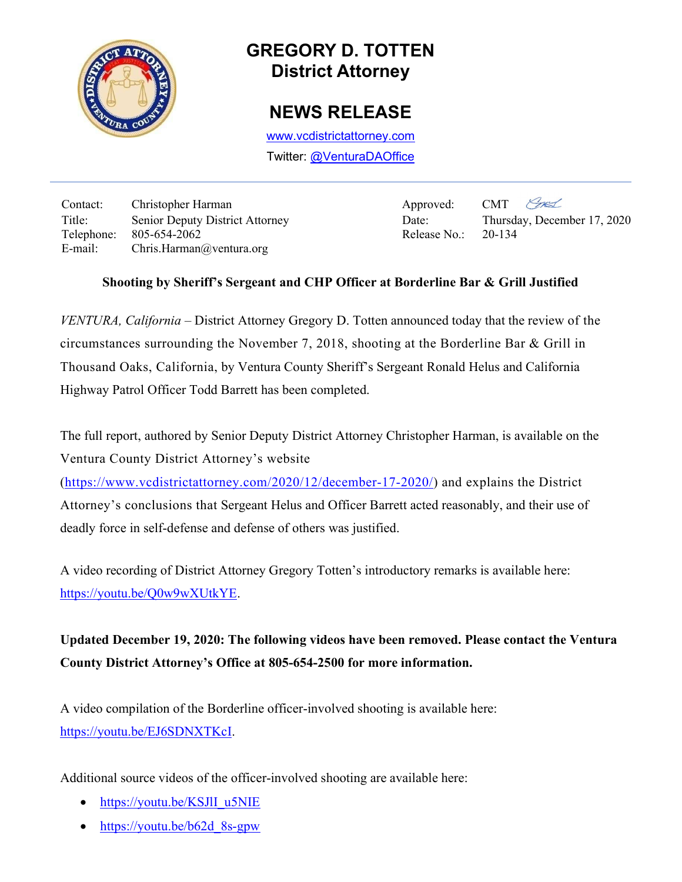# GREGORY D. TOTTEN
## District Attorney

## NEWS RELEASE

www.vcdistrictattorney.com

Twitter: @VenturaDAOffice

| | | | |
|---|---|---|---|
| Contact: | Christopher Harman | Approved: | CMT |
| Title: | Senior Deputy District Attorney | Date: | Thursday, December 17, 2020 |
| Telephone: | 805-654-2062 | Release No.: | 20-134 |
| E-mail: | Chris.Harman@ventura.org | | |

**Shooting by Sheriff's Sergeant and CHP Officer at Borderline Bar & Grill Justified**

*VENTURA, California* – District Attorney Gregory D. Totten announced today that the review of the circumstances surrounding the November 7, 2018, shooting at the Borderline Bar & Grill in Thousand Oaks, California, by Ventura County Sheriff's Sergeant Ronald Helus and California Highway Patrol Officer Todd Barrett has been completed.

The full report, authored by Senior Deputy District Attorney Christopher Harman, is available on the Ventura County District Attorney's website (https://www.vcdistrictattorney.com/2020/12/december-17-2020/) and explains the District Attorney's conclusions that Sergeant Helus and Officer Barrett acted reasonably, and their use of deadly force in self-defense and defense of others was justified.

A video recording of District Attorney Gregory Totten's introductory remarks is available here: https://youtu.be/Q0w9wXUtkYE.

**Updated December 19, 2020: The following videos have been removed. Please contact the Ventura County District Attorney's Office at 805-654-2500 for more information.**

A video compilation of the Borderline officer-involved shooting is available here: https://youtu.be/EJ6SDNXTKcI.

Additional source videos of the officer-involved shooting are available here:

- https://youtu.be/KSJlI_u5NIE
- https://youtu.be/b62d_8s-gpw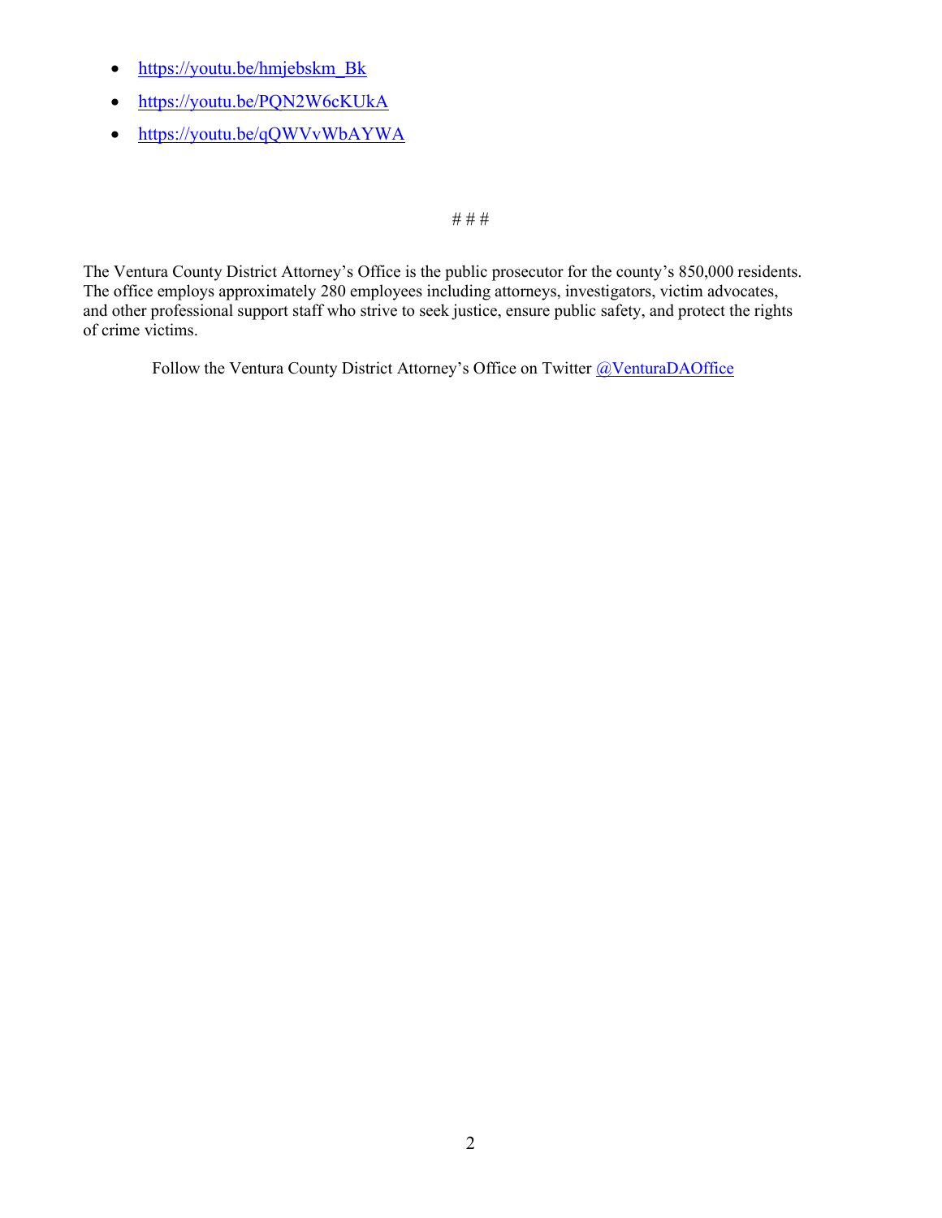- https://youtu.be/hmjebskm_Bk
- https://youtu.be/PQN2W6cKUkA
- https://youtu.be/qQWVvWbAYWA

# # #

The Ventura County District Attorney's Office is the public prosecutor for the county's 850,000 residents. The office employs approximately 280 employees including attorneys, investigators, victim advocates, and other professional support staff who strive to seek justice, ensure public safety, and protect the rights of crime victims.

Follow the Ventura County District Attorney's Office on Twitter @VenturaDAOffice